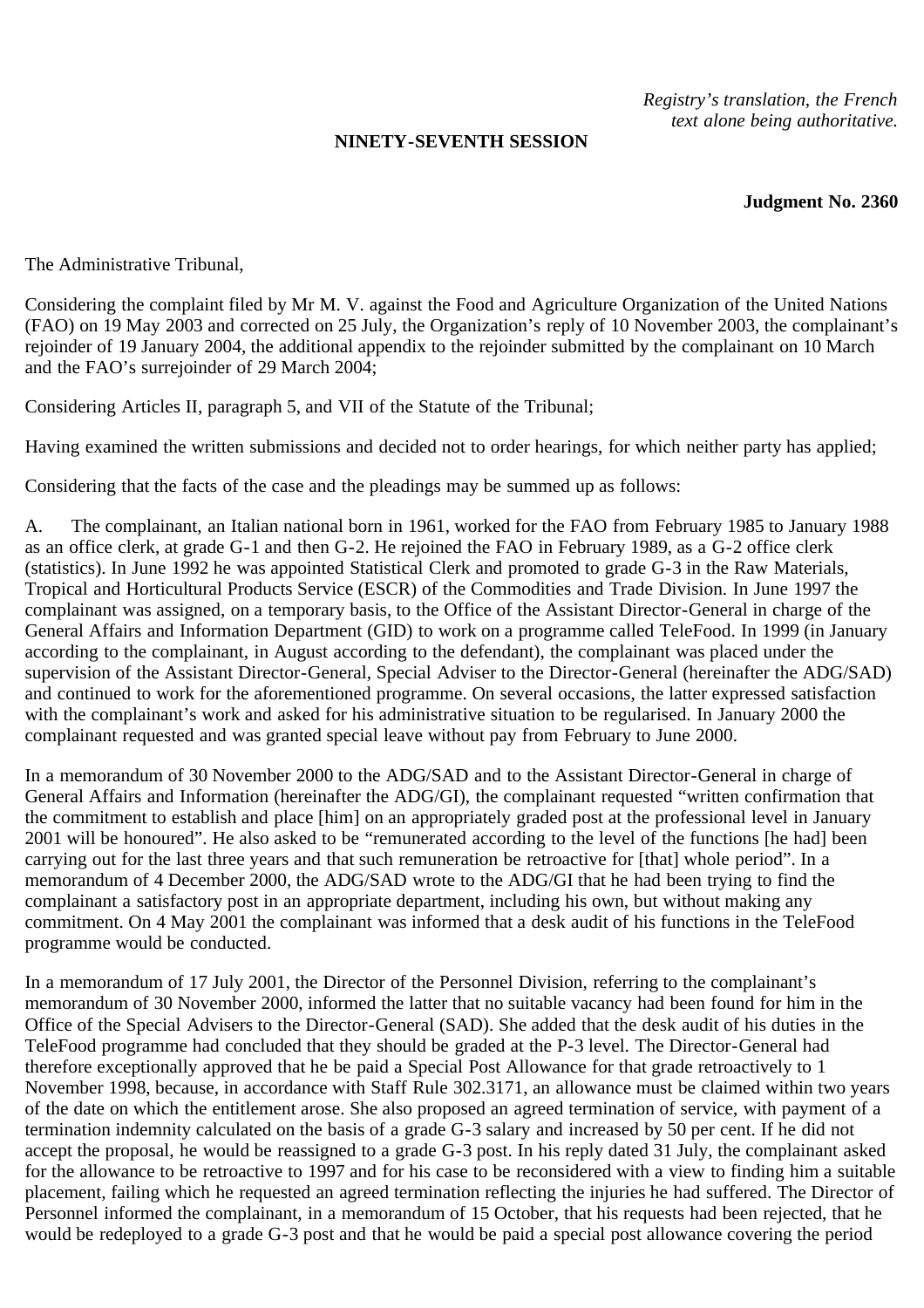*Registry's translation, the French text alone being authoritative.*

**NINETY-SEVENTH SESSION**

**Judgment No. 2360**

The Administrative Tribunal,

Considering the complaint filed by Mr M. V. against the Food and Agriculture Organization of the United Nations (FAO) on 19 May 2003 and corrected on 25 July, the Organization's reply of 10 November 2003, the complainant's rejoinder of 19 January 2004, the additional appendix to the rejoinder submitted by the complainant on 10 March and the FAO's surrejoinder of 29 March 2004;

Considering Articles II, paragraph 5, and VII of the Statute of the Tribunal;

Having examined the written submissions and decided not to order hearings, for which neither party has applied;

Considering that the facts of the case and the pleadings may be summed up as follows:

A. The complainant, an Italian national born in 1961, worked for the FAO from February 1985 to January 1988 as an office clerk, at grade G-1 and then G-2. He rejoined the FAO in February 1989, as a G-2 office clerk (statistics). In June 1992 he was appointed Statistical Clerk and promoted to grade G-3 in the Raw Materials, Tropical and Horticultural Products Service (ESCR) of the Commodities and Trade Division. In June 1997 the complainant was assigned, on a temporary basis, to the Office of the Assistant Director-General in charge of the General Affairs and Information Department (GID) to work on a programme called TeleFood. In 1999 (in January according to the complainant, in August according to the defendant), the complainant was placed under the supervision of the Assistant Director-General, Special Adviser to the Director-General (hereinafter the ADG/SAD) and continued to work for the aforementioned programme. On several occasions, the latter expressed satisfaction with the complainant's work and asked for his administrative situation to be regularised. In January 2000 the complainant requested and was granted special leave without pay from February to June 2000.

In a memorandum of 30 November 2000 to the ADG/SAD and to the Assistant Director-General in charge of General Affairs and Information (hereinafter the ADG/GI), the complainant requested "written confirmation that the commitment to establish and place [him] on an appropriately graded post at the professional level in January 2001 will be honoured". He also asked to be "remunerated according to the level of the functions [he had] been carrying out for the last three years and that such remuneration be retroactive for [that] whole period". In a memorandum of 4 December 2000, the ADG/SAD wrote to the ADG/GI that he had been trying to find the complainant a satisfactory post in an appropriate department, including his own, but without making any commitment. On 4 May 2001 the complainant was informed that a desk audit of his functions in the TeleFood programme would be conducted.

In a memorandum of 17 July 2001, the Director of the Personnel Division, referring to the complainant's memorandum of 30 November 2000, informed the latter that no suitable vacancy had been found for him in the Office of the Special Advisers to the Director-General (SAD). She added that the desk audit of his duties in the TeleFood programme had concluded that they should be graded at the P-3 level. The Director-General had therefore exceptionally approved that he be paid a Special Post Allowance for that grade retroactively to 1 November 1998, because, in accordance with Staff Rule 302.3171, an allowance must be claimed within two years of the date on which the entitlement arose. She also proposed an agreed termination of service, with payment of a termination indemnity calculated on the basis of a grade G-3 salary and increased by 50 per cent. If he did not accept the proposal, he would be reassigned to a grade G-3 post. In his reply dated 31 July, the complainant asked for the allowance to be retroactive to 1997 and for his case to be reconsidered with a view to finding him a suitable placement, failing which he requested an agreed termination reflecting the injuries he had suffered. The Director of Personnel informed the complainant, in a memorandum of 15 October, that his requests had been rejected, that he would be redeployed to a grade G-3 post and that he would be paid a special post allowance covering the period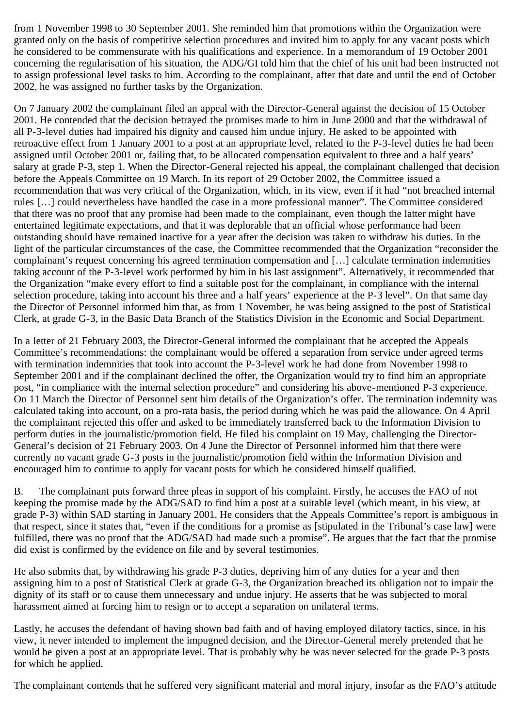from 1 November 1998 to 30 September 2001. She reminded him that promotions within the Organization were granted only on the basis of competitive selection procedures and invited him to apply for any vacant posts which he considered to be commensurate with his qualifications and experience. In a memorandum of 19 October 2001 concerning the regularisation of his situation, the ADG/GI told him that the chief of his unit had been instructed not to assign professional level tasks to him. According to the complainant, after that date and until the end of October 2002, he was assigned no further tasks by the Organization.

On 7 January 2002 the complainant filed an appeal with the Director-General against the decision of 15 October 2001. He contended that the decision betrayed the promises made to him in June 2000 and that the withdrawal of all P-3-level duties had impaired his dignity and caused him undue injury. He asked to be appointed with retroactive effect from 1 January 2001 to a post at an appropriate level, related to the P-3-level duties he had been assigned until October 2001 or, failing that, to be allocated compensation equivalent to three and a half years' salary at grade P-3, step 1. When the Director-General rejected his appeal, the complainant challenged that decision before the Appeals Committee on 19 March. In its report of 29 October 2002, the Committee issued a recommendation that was very critical of the Organization, which, in its view, even if it had "not breached internal rules […] could nevertheless have handled the case in a more professional manner". The Committee considered that there was no proof that any promise had been made to the complainant, even though the latter might have entertained legitimate expectations, and that it was deplorable that an official whose performance had been outstanding should have remained inactive for a year after the decision was taken to withdraw his duties. In the light of the particular circumstances of the case, the Committee recommended that the Organization "reconsider the complainant's request concerning his agreed termination compensation and […] calculate termination indemnities taking account of the P-3-level work performed by him in his last assignment". Alternatively, it recommended that the Organization "make every effort to find a suitable post for the complainant, in compliance with the internal selection procedure, taking into account his three and a half years' experience at the P-3 level". On that same day the Director of Personnel informed him that, as from 1 November, he was being assigned to the post of Statistical Clerk, at grade G-3, in the Basic Data Branch of the Statistics Division in the Economic and Social Department.

In a letter of 21 February 2003, the Director-General informed the complainant that he accepted the Appeals Committee's recommendations: the complainant would be offered a separation from service under agreed terms with termination indemnities that took into account the P-3-level work he had done from November 1998 to September 2001 and if the complainant declined the offer, the Organization would try to find him an appropriate post, "in compliance with the internal selection procedure" and considering his above-mentioned P-3 experience. On 11 March the Director of Personnel sent him details of the Organization's offer. The termination indemnity was calculated taking into account, on a pro-rata basis, the period during which he was paid the allowance. On 4 April the complainant rejected this offer and asked to be immediately transferred back to the Information Division to perform duties in the journalistic/promotion field. He filed his complaint on 19 May, challenging the Director-General's decision of 21 February 2003. On 4 June the Director of Personnel informed him that there were currently no vacant grade G-3 posts in the journalistic/promotion field within the Information Division and encouraged him to continue to apply for vacant posts for which he considered himself qualified.

B. The complainant puts forward three pleas in support of his complaint. Firstly, he accuses the FAO of not keeping the promise made by the ADG/SAD to find him a post at a suitable level (which meant, in his view, at grade P-3) within SAD starting in January 2001. He considers that the Appeals Committee's report is ambiguous in that respect, since it states that, "even if the conditions for a promise as [stipulated in the Tribunal's case law] were fulfilled, there was no proof that the ADG/SAD had made such a promise". He argues that the fact that the promise did exist is confirmed by the evidence on file and by several testimonies.

He also submits that, by withdrawing his grade P-3 duties, depriving him of any duties for a year and then assigning him to a post of Statistical Clerk at grade G-3, the Organization breached its obligation not to impair the dignity of its staff or to cause them unnecessary and undue injury. He asserts that he was subjected to moral harassment aimed at forcing him to resign or to accept a separation on unilateral terms.

Lastly, he accuses the defendant of having shown bad faith and of having employed dilatory tactics, since, in his view, it never intended to implement the impugned decision, and the Director-General merely pretended that he would be given a post at an appropriate level. That is probably why he was never selected for the grade P-3 posts for which he applied.

The complainant contends that he suffered very significant material and moral injury, insofar as the FAO's attitude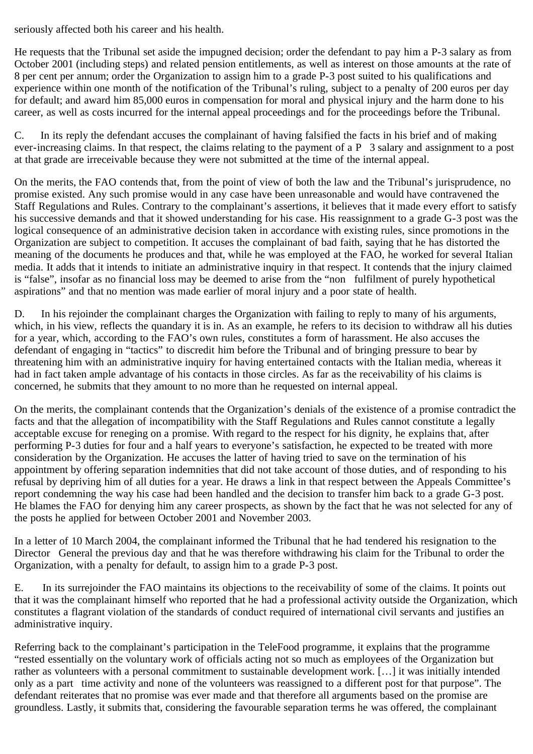seriously affected both his career and his health.

He requests that the Tribunal set aside the impugned decision; order the defendant to pay him a P-3 salary as from October 2001 (including steps) and related pension entitlements, as well as interest on those amounts at the rate of 8 per cent per annum; order the Organization to assign him to a grade P-3 post suited to his qualifications and experience within one month of the notification of the Tribunal's ruling, subject to a penalty of 200 euros per day for default; and award him 85,000 euros in compensation for moral and physical injury and the harm done to his career, as well as costs incurred for the internal appeal proceedings and for the proceedings before the Tribunal.

C. In its reply the defendant accuses the complainant of having falsified the facts in his brief and of making ever-increasing claims. In that respect, the claims relating to the payment of a P 3 salary and assignment to a post at that grade are irreceivable because they were not submitted at the time of the internal appeal.

On the merits, the FAO contends that, from the point of view of both the law and the Tribunal's jurisprudence, no promise existed. Any such promise would in any case have been unreasonable and would have contravened the Staff Regulations and Rules. Contrary to the complainant's assertions, it believes that it made every effort to satisfy his successive demands and that it showed understanding for his case. His reassignment to a grade G-3 post was the logical consequence of an administrative decision taken in accordance with existing rules, since promotions in the Organization are subject to competition. It accuses the complainant of bad faith, saying that he has distorted the meaning of the documents he produces and that, while he was employed at the FAO, he worked for several Italian media. It adds that it intends to initiate an administrative inquiry in that respect. It contends that the injury claimed is "false", insofar as no financial loss may be deemed to arise from the "non fulfilment of purely hypothetical aspirations" and that no mention was made earlier of moral injury and a poor state of health.

D. In his rejoinder the complainant charges the Organization with failing to reply to many of his arguments, which, in his view, reflects the quandary it is in. As an example, he refers to its decision to withdraw all his duties for a year, which, according to the FAO's own rules, constitutes a form of harassment. He also accuses the defendant of engaging in "tactics" to discredit him before the Tribunal and of bringing pressure to bear by threatening him with an administrative inquiry for having entertained contacts with the Italian media, whereas it had in fact taken ample advantage of his contacts in those circles. As far as the receivability of his claims is concerned, he submits that they amount to no more than he requested on internal appeal.

On the merits, the complainant contends that the Organization's denials of the existence of a promise contradict the facts and that the allegation of incompatibility with the Staff Regulations and Rules cannot constitute a legally acceptable excuse for reneging on a promise. With regard to the respect for his dignity, he explains that, after performing P-3 duties for four and a half years to everyone's satisfaction, he expected to be treated with more consideration by the Organization. He accuses the latter of having tried to save on the termination of his appointment by offering separation indemnities that did not take account of those duties, and of responding to his refusal by depriving him of all duties for a year. He draws a link in that respect between the Appeals Committee's report condemning the way his case had been handled and the decision to transfer him back to a grade G-3 post. He blames the FAO for denying him any career prospects, as shown by the fact that he was not selected for any of the posts he applied for between October 2001 and November 2003.

In a letter of 10 March 2004, the complainant informed the Tribunal that he had tendered his resignation to the Director General the previous day and that he was therefore withdrawing his claim for the Tribunal to order the Organization, with a penalty for default, to assign him to a grade P-3 post.

E. In its surrejoinder the FAO maintains its objections to the receivability of some of the claims. It points out that it was the complainant himself who reported that he had a professional activity outside the Organization, which constitutes a flagrant violation of the standards of conduct required of international civil servants and justifies an administrative inquiry.

Referring back to the complainant's participation in the TeleFood programme, it explains that the programme "rested essentially on the voluntary work of officials acting not so much as employees of the Organization but rather as volunteers with a personal commitment to sustainable development work. […] it was initially intended only as a part time activity and none of the volunteers was reassigned to a different post for that purpose". The defendant reiterates that no promise was ever made and that therefore all arguments based on the promise are groundless. Lastly, it submits that, considering the favourable separation terms he was offered, the complainant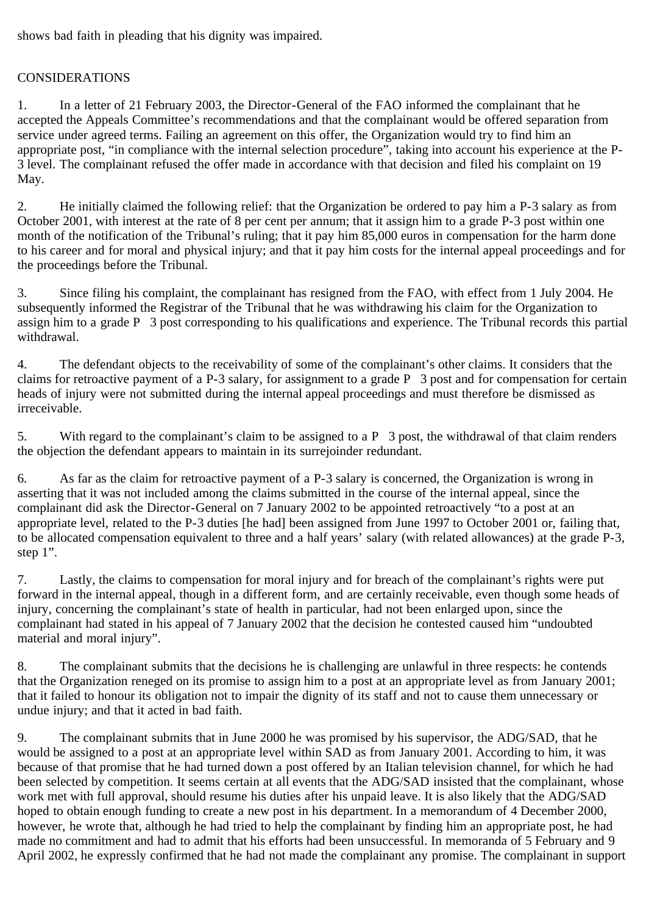shows bad faith in pleading that his dignity was impaired.

CONSIDERATIONS

1. In a letter of 21 February 2003, the Director-General of the FAO informed the complainant that he accepted the Appeals Committee's recommendations and that the complainant would be offered separation from service under agreed terms. Failing an agreement on this offer, the Organization would try to find him an appropriate post, "in compliance with the internal selection procedure", taking into account his experience at the P-3 level. The complainant refused the offer made in accordance with that decision and filed his complaint on 19 May.

2. He initially claimed the following relief: that the Organization be ordered to pay him a P-3 salary as from October 2001, with interest at the rate of 8 per cent per annum; that it assign him to a grade P-3 post within one month of the notification of the Tribunal's ruling; that it pay him 85,000 euros in compensation for the harm done to his career and for moral and physical injury; and that it pay him costs for the internal appeal proceedings and for the proceedings before the Tribunal.

3. Since filing his complaint, the complainant has resigned from the FAO, with effect from 1 July 2004. He subsequently informed the Registrar of the Tribunal that he was withdrawing his claim for the Organization to assign him to a grade P 3 post corresponding to his qualifications and experience. The Tribunal records this partial withdrawal.

4. The defendant objects to the receivability of some of the complainant's other claims. It considers that the claims for retroactive payment of a P-3 salary, for assignment to a grade P 3 post and for compensation for certain heads of injury were not submitted during the internal appeal proceedings and must therefore be dismissed as irreceivable.

5. With regard to the complainant's claim to be assigned to a P 3 post, the withdrawal of that claim renders the objection the defendant appears to maintain in its surrejoinder redundant.

6. As far as the claim for retroactive payment of a P-3 salary is concerned, the Organization is wrong in asserting that it was not included among the claims submitted in the course of the internal appeal, since the complainant did ask the Director-General on 7 January 2002 to be appointed retroactively "to a post at an appropriate level, related to the P-3 duties [he had] been assigned from June 1997 to October 2001 or, failing that, to be allocated compensation equivalent to three and a half years' salary (with related allowances) at the grade P-3, step 1".

7. Lastly, the claims to compensation for moral injury and for breach of the complainant's rights were put forward in the internal appeal, though in a different form, and are certainly receivable, even though some heads of injury, concerning the complainant's state of health in particular, had not been enlarged upon, since the complainant had stated in his appeal of 7 January 2002 that the decision he contested caused him "undoubted material and moral injury".

8. The complainant submits that the decisions he is challenging are unlawful in three respects: he contends that the Organization reneged on its promise to assign him to a post at an appropriate level as from January 2001; that it failed to honour its obligation not to impair the dignity of its staff and not to cause them unnecessary or undue injury; and that it acted in bad faith.

9. The complainant submits that in June 2000 he was promised by his supervisor, the ADG/SAD, that he would be assigned to a post at an appropriate level within SAD as from January 2001. According to him, it was because of that promise that he had turned down a post offered by an Italian television channel, for which he had been selected by competition. It seems certain at all events that the ADG/SAD insisted that the complainant, whose work met with full approval, should resume his duties after his unpaid leave. It is also likely that the ADG/SAD hoped to obtain enough funding to create a new post in his department. In a memorandum of 4 December 2000, however, he wrote that, although he had tried to help the complainant by finding him an appropriate post, he had made no commitment and had to admit that his efforts had been unsuccessful. In memoranda of 5 February and 9 April 2002, he expressly confirmed that he had not made the complainant any promise. The complainant in support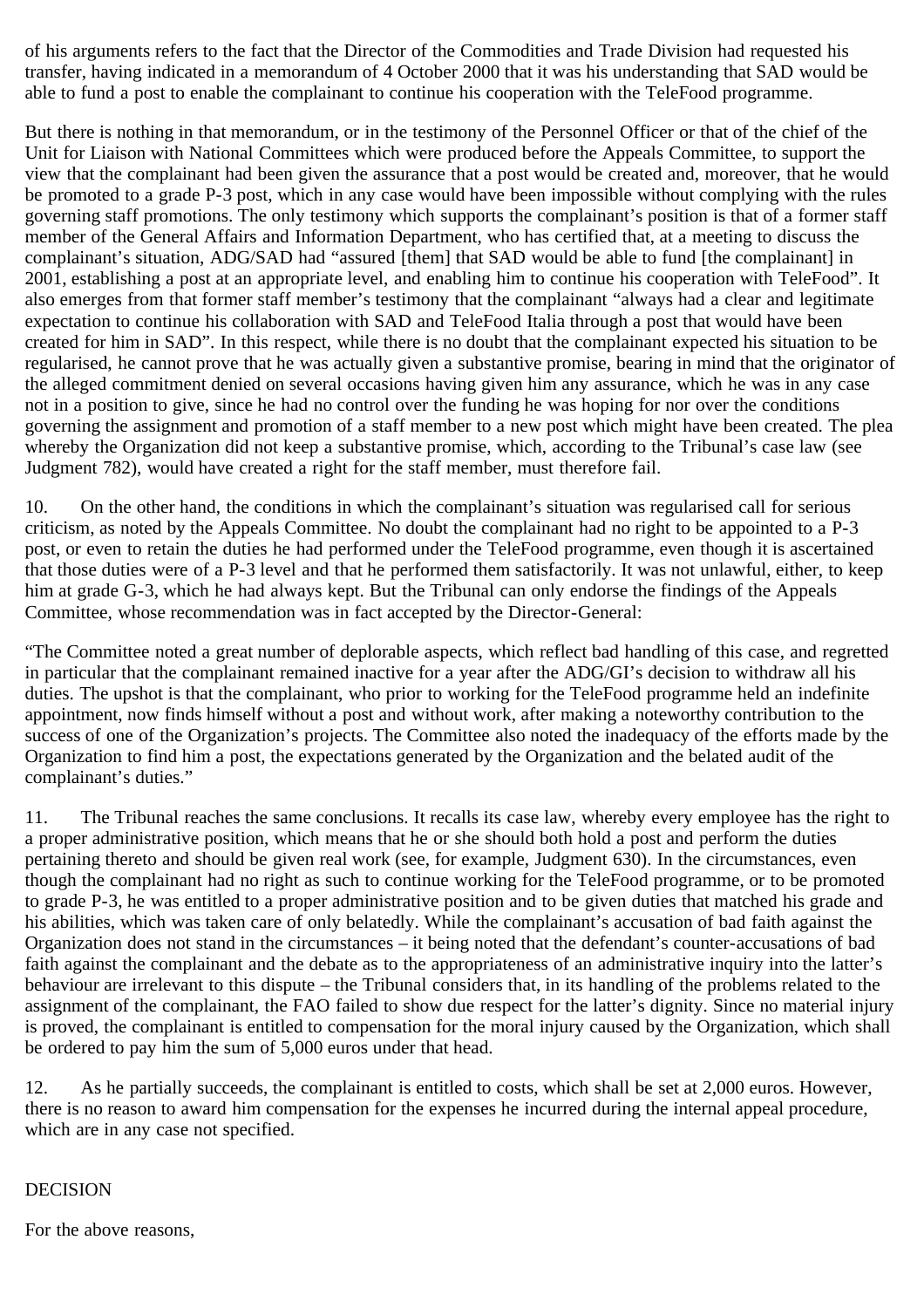of his arguments refers to the fact that the Director of the Commodities and Trade Division had requested his transfer, having indicated in a memorandum of 4 October 2000 that it was his understanding that SAD would be able to fund a post to enable the complainant to continue his cooperation with the TeleFood programme.

But there is nothing in that memorandum, or in the testimony of the Personnel Officer or that of the chief of the Unit for Liaison with National Committees which were produced before the Appeals Committee, to support the view that the complainant had been given the assurance that a post would be created and, moreover, that he would be promoted to a grade P-3 post, which in any case would have been impossible without complying with the rules governing staff promotions. The only testimony which supports the complainant's position is that of a former staff member of the General Affairs and Information Department, who has certified that, at a meeting to discuss the complainant's situation, ADG/SAD had "assured [them] that SAD would be able to fund [the complainant] in 2001, establishing a post at an appropriate level, and enabling him to continue his cooperation with TeleFood". It also emerges from that former staff member's testimony that the complainant "always had a clear and legitimate expectation to continue his collaboration with SAD and TeleFood Italia through a post that would have been created for him in SAD". In this respect, while there is no doubt that the complainant expected his situation to be regularised, he cannot prove that he was actually given a substantive promise, bearing in mind that the originator of the alleged commitment denied on several occasions having given him any assurance, which he was in any case not in a position to give, since he had no control over the funding he was hoping for nor over the conditions governing the assignment and promotion of a staff member to a new post which might have been created. The plea whereby the Organization did not keep a substantive promise, which, according to the Tribunal's case law (see Judgment 782), would have created a right for the staff member, must therefore fail.

10. On the other hand, the conditions in which the complainant's situation was regularised call for serious criticism, as noted by the Appeals Committee. No doubt the complainant had no right to be appointed to a P-3 post, or even to retain the duties he had performed under the TeleFood programme, even though it is ascertained that those duties were of a P-3 level and that he performed them satisfactorily. It was not unlawful, either, to keep him at grade G-3, which he had always kept. But the Tribunal can only endorse the findings of the Appeals Committee, whose recommendation was in fact accepted by the Director-General:

"The Committee noted a great number of deplorable aspects, which reflect bad handling of this case, and regretted in particular that the complainant remained inactive for a year after the ADG/GI's decision to withdraw all his duties. The upshot is that the complainant, who prior to working for the TeleFood programme held an indefinite appointment, now finds himself without a post and without work, after making a noteworthy contribution to the success of one of the Organization's projects. The Committee also noted the inadequacy of the efforts made by the Organization to find him a post, the expectations generated by the Organization and the belated audit of the complainant's duties."

11. The Tribunal reaches the same conclusions. It recalls its case law, whereby every employee has the right to a proper administrative position, which means that he or she should both hold a post and perform the duties pertaining thereto and should be given real work (see, for example, Judgment 630). In the circumstances, even though the complainant had no right as such to continue working for the TeleFood programme, or to be promoted to grade P-3, he was entitled to a proper administrative position and to be given duties that matched his grade and his abilities, which was taken care of only belatedly. While the complainant's accusation of bad faith against the Organization does not stand in the circumstances – it being noted that the defendant's counter-accusations of bad faith against the complainant and the debate as to the appropriateness of an administrative inquiry into the latter's behaviour are irrelevant to this dispute – the Tribunal considers that, in its handling of the problems related to the assignment of the complainant, the FAO failed to show due respect for the latter's dignity. Since no material injury is proved, the complainant is entitled to compensation for the moral injury caused by the Organization, which shall be ordered to pay him the sum of 5,000 euros under that head.

12. As he partially succeeds, the complainant is entitled to costs, which shall be set at 2,000 euros. However, there is no reason to award him compensation for the expenses he incurred during the internal appeal procedure, which are in any case not specified.

DECISION

For the above reasons,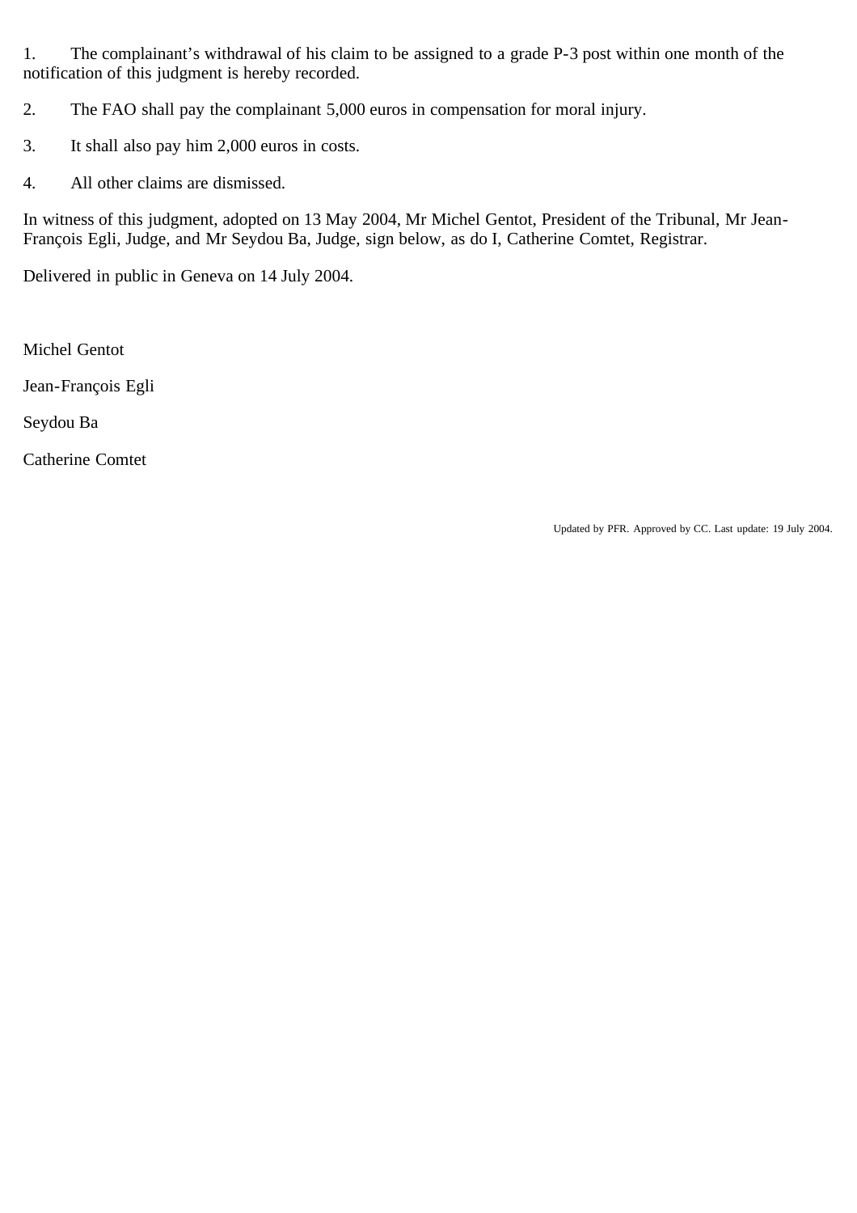1. The complainant's withdrawal of his claim to be assigned to a grade P-3 post within one month of the notification of this judgment is hereby recorded.

2. The FAO shall pay the complainant 5,000 euros in compensation for moral injury.

3. It shall also pay him 2,000 euros in costs.

4. All other claims are dismissed.

In witness of this judgment, adopted on 13 May 2004, Mr Michel Gentot, President of the Tribunal, Mr Jean-François Egli, Judge, and Mr Seydou Ba, Judge, sign below, as do I, Catherine Comtet, Registrar.

Delivered in public in Geneva on 14 July 2004.

Michel Gentot

Jean-François Egli

Seydou Ba

Catherine Comtet

Updated by PFR. Approved by CC. Last update: 19 July 2004.